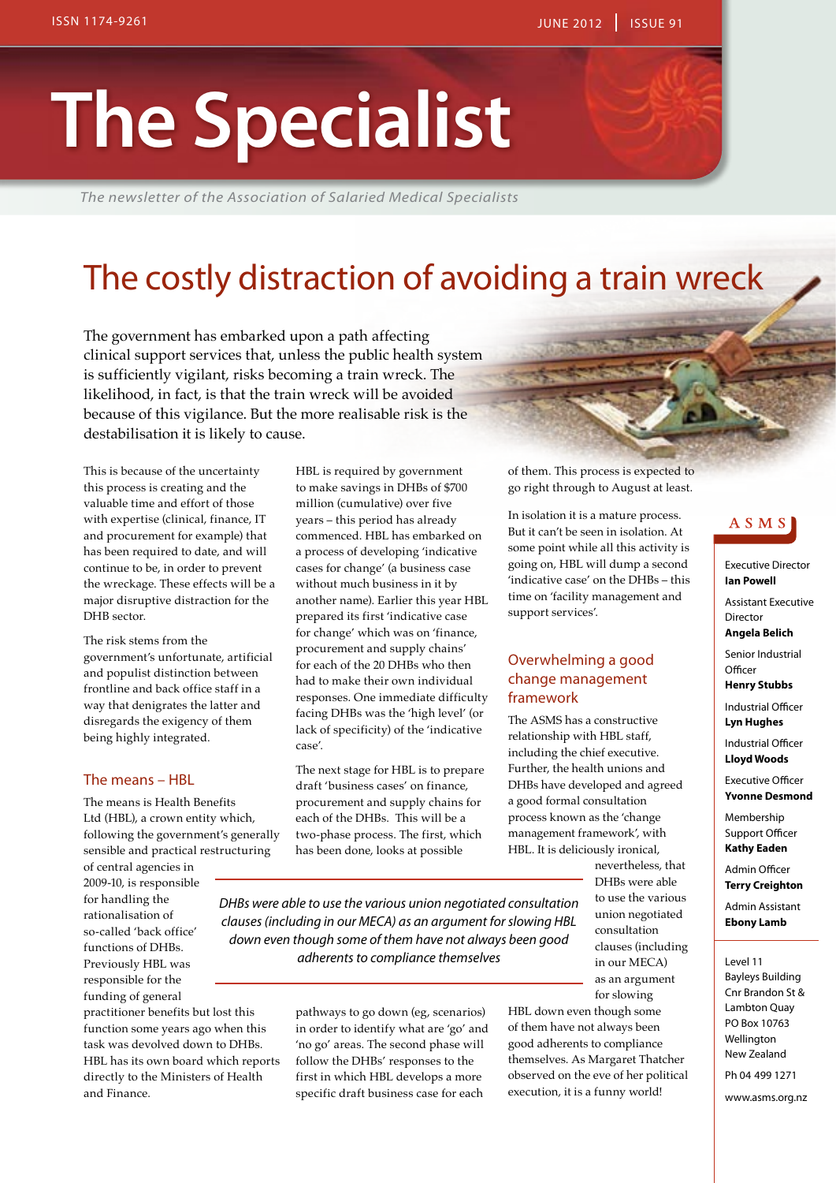# The Specialist

*The newsletter of the Association of Salaried Medical Specialists*

## The costly distraction of avoiding a train wreck

The government has embarked upon a path affecting clinical support services that, unless the public health system is sufficiently vigilant, risks becoming a train wreck. The likelihood, in fact, is that the train wreck will be avoided because of this vigilance. But the more realisable risk is the destabilisation it is likely to cause.

This is because of the uncertainty this process is creating and the valuable time and effort of those with expertise (clinical, finance, IT and procurement for example) that has been required to date, and will continue to be, in order to prevent the wreckage. These effects will be a major disruptive distraction for the DHB sector.

The risk stems from the government's unfortunate, artificial and populist distinction between frontline and back office staff in a way that denigrates the latter and disregards the exigency of them being highly integrated.

### The means – HBL

The means is Health Benefits Ltd (HBL), a crown entity which, following the government's generally sensible and practical restructuring of central agencies in 2009-10, is responsible for handling the rationalisation of so-called 'back office' functions of DHBs. Previously HBL was responsible for the funding of general practitioner benefits but lost this function some years ago when this task was devolved down to DHBs. HBL has its own board which reports directly to the Ministers of Health and Finance.

HBL is required by government to make savings in DHBs of $700 million (cumulative) over five years – this period has already commenced. HBL has embarked on a process of developing 'indicative cases for change' (a business case without much business in it by another name). Earlier this year HBL prepared its first 'indicative case for change' which was on 'finance, procurement and supply chains' for each of the 20 DHBs who then had to make their own individual responses. One immediate difficulty facing DHBs was the 'high level' (or lack of specificity) of the 'indicative case'.

The next stage for HBL is to prepare draft 'business cases' on finance, procurement and supply chains for each of the DHBs. This will be a two-phase process. The first, which has been done, looks at possible pathways to go down (eg, scenarios) in order to identify what are 'go' and 'no go' areas. The second phase will follow the DHBs' responses to the first in which HBL develops a more specific draft business case for each of them. This process is expected to go right through to August at least.

In isolation it is a mature process. But it can't be seen in isolation. At some point while all this activity is going on, HBL will dump a second 'indicative case' on the DHBs – this time on 'facility management and support services'.

### Overwhelming a good change management framework

The ASMS has a constructive relationship with HBL staff, including the chief executive. Further, the health unions and DHBs have developed and agreed a good formal consultation process known as the 'change management framework', with HBL. It is deliciously ironical, nevertheless, that DHBs were able to use the various union negotiated consultation clauses (including in our MECA) as an argument for slowing HBL down even though some of them have not always been good adherents to compliance themselves. As Margaret Thatcher observed on the eve of her political execution, it is a funny world!

*DHBs were able to use the various union negotiated consultation clauses (including in our MECA) as an argument for slowing HBL down even though some of them have not always been good adherents to compliance themselves*

---

**ASMS**

Executive Director
**Ian Powell**

Assistant Executive Director
**Angela Belich**

Senior Industrial Officer
**Henry Stubbs**

Industrial Officer
**Lyn Hughes**

Industrial Officer
**Lloyd Woods**

Executive Officer
**Yvonne Desmond**

Membership Support Officer
**Kathy Eaden**

Admin Officer
**Terry Creighton**

Admin Assistant
**Ebony Lamb**

Level 11
Bayleys Building
Cnr Brandon St & Lambton Quay
PO Box 10763
Wellington
New Zealand

Ph 04 499 1271

www.asms.org.nz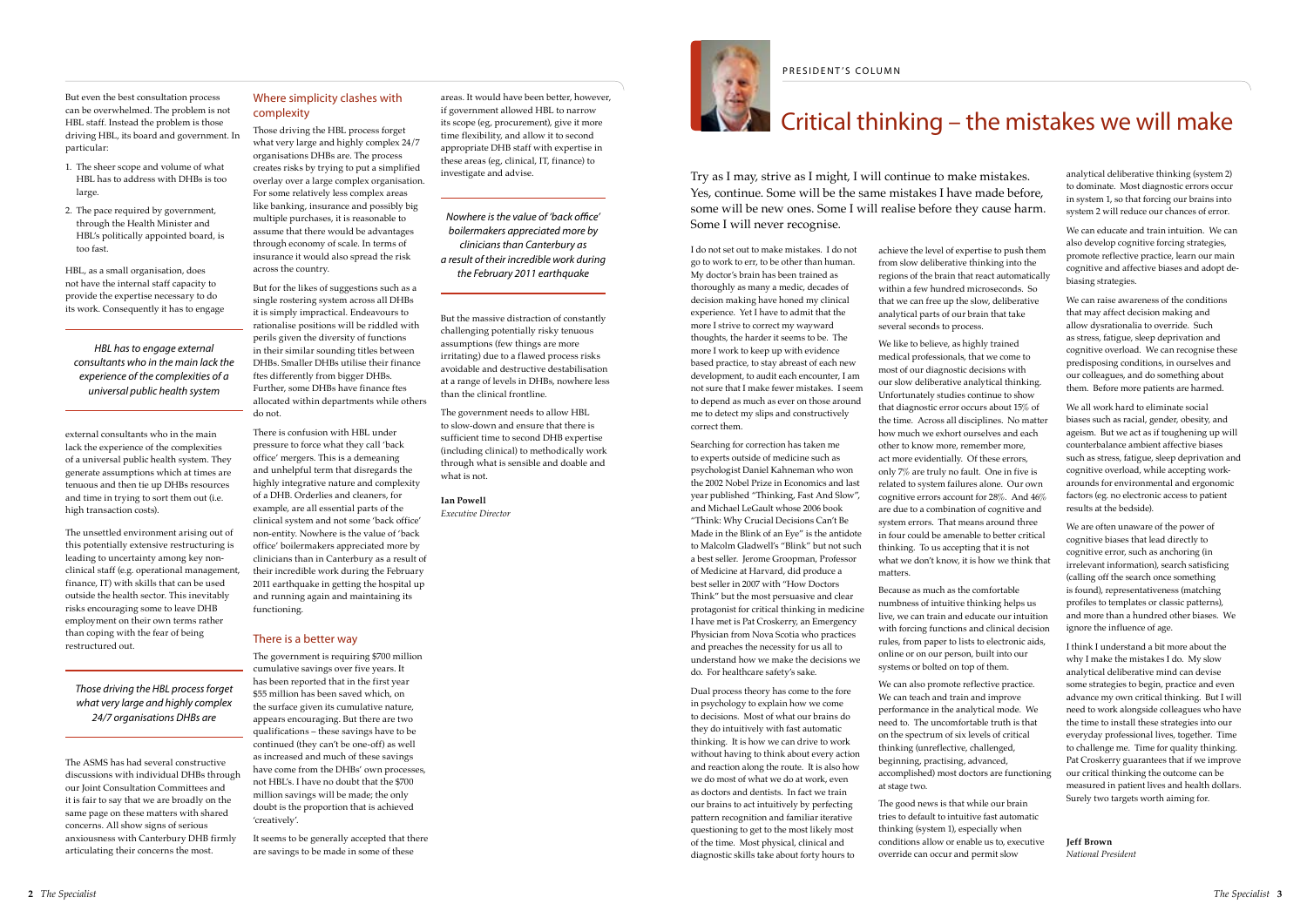But even the best consultation process can be overwhelmed. The problem is not HBL staff. Instead the problem is those driving HBL, its board and government. In particular:

1. The sheer scope and volume of what HBL has to address with DHBs is too large.
2. The pace required by government, through the Health Minister and HBL's politically appointed board, is too fast.

HBL, as a small organisation, does not have the internal staff capacity to provide the expertise necessary to do its work. Consequently it has to engage external consultants who in the main lack the experience of the complexities of a universal public health system. They generate assumptions which at times are tenuous and then tie up DHBs resources and time in trying to sort them out (i.e. high transaction costs).

*HBL has to engage external consultants who in the main lack the experience of the complexities of a universal public health system*

The unsettled environment arising out of this potentially extensive restructuring is leading to uncertainty among key non-clinical staff (e.g. operational management, finance, IT) with skills that can be used outside the health sector. This inevitably risks encouraging some to leave DHB employment on their own terms rather than coping with the fear of being restructured out.

*Those driving the HBL process forget what very large and highly complex 24/7 organisations DHBs are*

The ASMS has had several constructive discussions with individual DHBs through our Joint Consultation Committees and it is fair to say that we are broadly on the same page on these matters with shared concerns. All show signs of serious anxiousness with Canterbury DHB firmly articulating their concerns the most.

## Where simplicity clashes with complexity

Those driving the HBL process forget what very large and highly complex 24/7 organisations DHBs are. The process creates risks by trying to put a simplified overlay over a large complex organisation. For some relatively less complex areas like banking, insurance and possibly big multiple purchases, it is reasonable to assume that there would be advantages through economy of scale. In terms of insurance it would also spread the risk across the country.

But for the likes of suggestions such as a single rostering system across all DHBs it is simply impractical. Endeavours to rationalise positions will be riddled with perils given the diversity of functions in their similar sounding titles between DHBs. Smaller DHBs utilise their finance ftes differently from bigger DHBs. Further, some DHBs have finance ftes allocated within departments while others do not.

There is confusion with HBL under pressure to force what they call 'back office' mergers. This is a demeaning and unhelpful term that disregards the highly integrative nature and complexity of a DHB. Orderlies and cleaners, for example, are all essential parts of the clinical system and not some 'back office' non-entity. Nowhere is the value of 'back office' boilermakers appreciated more by clinicians than in Canterbury as a result of their incredible work during the February 2011 earthquake in getting the hospital up and running again and maintaining its functioning.

## There is a better way

The government is requiring $700 million cumulative savings over five years. It has been reported that in the first year $55 million has been saved which, on the surface given its cumulative nature, appears encouraging. But there are two qualifications – these savings have to be continued (they can't be one-off) as well as increased and much of these savings have come from the DHBs' own processes, not HBL's. I have no doubt that the $700 million savings will be made; the only doubt is the proportion that is achieved 'creatively'.

It seems to be generally accepted that there are savings to be made in some of these areas. It would have been better, however, if government allowed HBL to narrow its scope (eg, procurement), give it more time flexibility, and allow it to second appropriate DHB staff with expertise in these areas (eg, clinical, IT, finance) to investigate and advise.

*Nowhere is the value of 'back office' boilermakers appreciated more by clinicians than Canterbury as a result of their incredible work during the February 2011 earthquake*

But the massive distraction of constantly challenging potentially risky tenuous assumptions (few things are more irritating) due to a flawed process risks avoidable and destructive destabilisation at a range of levels in DHBs, nowhere less than the clinical frontline.

The government needs to allow HBL to slow-down and ensure that there is sufficient time to second DHB expertise (including clinical) to methodically work through what is sensible and doable and what is not.

**Ian Powell**
*Executive Director*

PRESIDENT'S COLUMN

# Critical thinking – the mistakes we will make

Try as I may, strive as I might, I will continue to make mistakes. Yes, continue. Some will be the same mistakes I have made before, some will be new ones. Some I will realise before they cause harm. Some I will never recognise.

I do not set out to make mistakes. I do not go to work to err, to be other than human. My doctor's brain has been trained as thoroughly as many a medic, decades of decision making have honed my clinical experience. Yet I have to admit that the more I strive to correct my wayward thoughts, the harder it seems to be. The more I work to keep up with evidence based practice, to stay abreast of each new development, to audit each encounter, I am not sure that I make fewer mistakes. I seem to depend as much as ever on those around me to detect my slips and constructively correct them.

Searching for correction has taken me to experts outside of medicine such as psychologist Daniel Kahneman who won the 2002 Nobel Prize in Economics and last year published "Thinking, Fast And Slow", and Michael LeGault whose 2006 book "Think: Why Crucial Decisions Can't Be Made in the Blink of an Eye" is the antidote to Malcolm Gladwell's "Blink" but not such a best seller. Jerome Groopman, Professor of Medicine at Harvard, did produce a best seller in 2007 with "How Doctors Think" but the most persuasive and clear protagonist for critical thinking in medicine I have met is Pat Croskerry, an Emergency Physician from Nova Scotia who practices and preaches the necessity for us all to understand how we make the decisions we do. For healthcare safety's sake.

Dual process theory has come to the fore in psychology to explain how we come to decisions. Most of what our brains do they do intuitively with fast automatic thinking. It is how we can drive to work without having to think about every action and reaction along the route. It is also how we do most of what we do at work, even as doctors and dentists. In fact we train our brains to act intuitively by perfecting pattern recognition and familiar iterative questioning to get to the most likely most of the time. Most physical, clinical and diagnostic skills take about forty hours to achieve the level of expertise to push them from slow deliberative thinking into the regions of the brain that react automatically within a few hundred microseconds. So that we can free up the slow, deliberative analytical parts of our brain that take several seconds to process.

We like to believe, as highly trained medical professionals, that we come to most of our diagnostic decisions with our slow deliberative analytical thinking. Unfortunately studies continue to show that diagnostic error occurs about 15% of the time. Across all disciplines. No matter how much we exhort ourselves and each other to know more, remember more, act more evidentially. Of these errors, only 7% are truly no fault. One in five is related to system failures alone. Our own cognitive errors account for 28%. And 46% are due to a combination of cognitive and system errors. That means around three in four could be amenable to better critical thinking. To us accepting that it is not what we don't know, it is how we think that matters.

Because as much as the comfortable numbness of intuitive thinking helps us live, we can train and educate our intuition with forcing functions and clinical decision rules, from paper to lists to electronic aids, online or on our person, built into our systems or bolted on top of them.

We can also promote reflective practice. We can teach and train and improve performance in the analytical mode. We need to. The uncomfortable truth is that on the spectrum of six levels of critical thinking (unreflective, challenged, beginning, practising, advanced, accomplished) most doctors are functioning at stage two.

The good news is that while our brain tries to default to intuitive fast automatic thinking (system 1), especially when conditions allow or enable us to, executive override can occur and permit slow analytical deliberative thinking (system 2) to dominate. Most diagnostic errors occur in system 1, so that forcing our brains into system 2 will reduce our chances of error.

We can educate and train intuition. We can also develop cognitive forcing strategies, promote reflective practice, learn our main cognitive and affective biases and adopt de-biasing strategies.

We can raise awareness of the conditions that may affect decision making and allow dysrationalia to override. Such as stress, fatigue, sleep deprivation and cognitive overload. We can recognise these predisposing conditions, in ourselves and our colleagues, and do something about them. Before more patients are harmed.

We all work hard to eliminate social biases such as racial, gender, obesity, and ageism. But we act as if toughening up will counterbalance ambient affective biases such as stress, fatigue, sleep deprivation and cognitive overload, while accepting work-arounds for environmental and ergonomic factors (eg. no electronic access to patient results at the bedside).

We are often unaware of the power of cognitive biases that lead directly to cognitive error, such as anchoring (in irrelevant information), search satisficing (calling off the search once something is found), representativeness (matching profiles to templates or classic patterns), and more than a hundred other biases. We ignore the influence of age.

I think I understand a bit more about the why I make the mistakes I do. My slow analytical deliberative mind can devise some strategies to begin, practice and even advance my own critical thinking. But I will need to work alongside colleagues who have the time to install these strategies into our everyday professional lives, together. Time to challenge me. Time for quality thinking. Pat Croskerry guarantees that if we improve our critical thinking the outcome can be measured in patient lives and health dollars. Surely two targets worth aiming for.

**Jeff Brown**
*National President*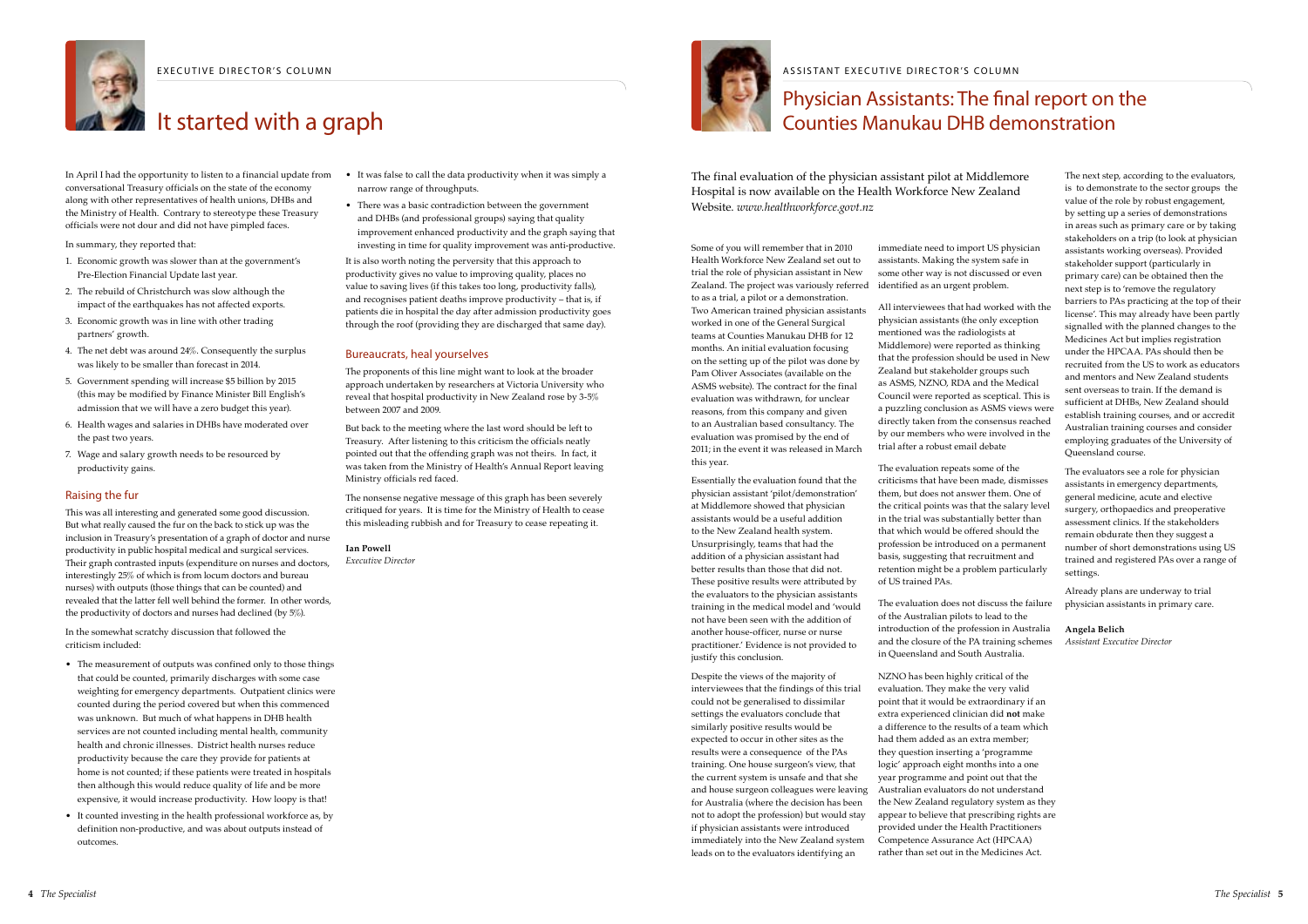EXECUTIVE DIRECTOR'S COLUMN

# It started with a graph

In April I had the opportunity to listen to a financial update from conversational Treasury officials on the state of the economy along with other representatives of health unions, DHBs and the Ministry of Health. Contrary to stereotype these Treasury officials were not dour and did not have pimpled faces.

In summary, they reported that:

1. Economic growth was slower than at the government's Pre-Election Financial Update last year.
2. The rebuild of Christchurch was slow although the impact of the earthquakes has not affected exports.
3. Economic growth was in line with other trading partners' growth.
4. The net debt was around 24%. Consequently the surplus was likely to be smaller than forecast in 2014.
5. Government spending will increase $5 billion by 2015 (this may be modified by Finance Minister Bill English's admission that we will have a zero budget this year).
6. Health wages and salaries in DHBs have moderated over the past two years.
7. Wage and salary growth needs to be resourced by productivity gains.

## Raising the fur

This was all interesting and generated some good discussion. But what really caused the fur on the back to stick up was the inclusion in Treasury's presentation of a graph of doctor and nurse productivity in public hospital medical and surgical services. Their graph contrasted inputs (expenditure on nurses and doctors, interestingly 25% of which is from locum doctors and bureau nurses) with outputs (those things that can be counted) and revealed that the latter fell well behind the former. In other words, the productivity of doctors and nurses had declined (by 5%).

In the somewhat scratchy discussion that followed the criticism included:

- The measurement of outputs was confined only to those things that could be counted, primarily discharges with some case weighting for emergency departments. Outpatient clinics were counted during the period covered but when this commenced was unknown. But much of what happens in DHB health services are not counted including mental health, community health and chronic illnesses. District health nurses reduce productivity because the care they provide for patients at home is not counted; if these patients were treated in hospitals then although this would reduce quality of life and be more expensive, it would increase productivity. How loopy is that!
- It counted investing in the health professional workforce as, by definition non-productive, and was about outputs instead of outcomes.
- It was false to call the data productivity when it was simply a narrow range of throughputs.
- There was a basic contradiction between the government and DHBs (and professional groups) saying that quality improvement enhanced productivity and the graph saying that investing in time for quality improvement was anti-productive.

It is also worth noting the perversity that this approach to productivity gives no value to improving quality, places no value to saving lives (if this takes too long, productivity falls), and recognises patient deaths improve productivity – that is, if patients die in hospital the day after admission productivity goes through the roof (providing they are discharged that same day).

## Bureaucrats, heal yourselves

The proponents of this line might want to look at the broader approach undertaken by researchers at Victoria University who reveal that hospital productivity in New Zealand rose by 3-5% between 2007 and 2009.

But back to the meeting where the last word should be left to Treasury. After listening to this criticism the officials neatly pointed out that the offending graph was not theirs. In fact, it was taken from the Ministry of Health's Annual Report leaving Ministry officials red faced.

The nonsense negative message of this graph has been severely critiqued for years. It is time for the Ministry of Health to cease this misleading rubbish and for Treasury to cease repeating it.

**Ian Powell**
*Executive Director*

ASSISTANT EXECUTIVE DIRECTOR'S COLUMN

# Physician Assistants: The final report on the Counties Manukau DHB demonstration

The final evaluation of the physician assistant pilot at Middlemore Hospital is now available on the Health Workforce New Zealand Website. *www.healthworkforce.govt.nz*

Some of you will remember that in 2010 Health Workforce New Zealand set out to trial the role of physician assistant in New Zealand. The project was variously referred to as a trial, a pilot or a demonstration. Two American trained physician assistants worked in one of the General Surgical teams at Counties Manukau DHB for 12 months. An initial evaluation focusing on the setting up of the pilot was done by Pam Oliver Associates (available on the ASMS website). The contract for the final evaluation was withdrawn, for unclear reasons, from this company and given to an Australian based consultancy. The evaluation was promised by the end of 2011; in the event it was released in March this year.

Essentially the evaluation found that the physician assistant 'pilot/demonstration' at Middlemore showed that physician assistants would be a useful addition to the New Zealand health system. Unsurprisingly, teams that had the addition of a physician assistant had better results than those that did not. These positive results were attributed by the evaluators to the physician assistants training in the medical model and 'would not have been seen with the addition of another house-officer, nurse or nurse practitioner.' Evidence is not provided to justify this conclusion.

Despite the views of the majority of interviewees that the findings of this trial could not be generalised to dissimilar settings the evaluators conclude that similarly positive results would be expected to occur in other sites as the results were a consequence of the PAs training. One house surgeon's view, that the current system is unsafe and that she and house surgeon colleagues were leaving for Australia (where the decision has been not to adopt the profession) but would stay if physician assistants were introduced immediately into the New Zealand system leads on to the evaluators identifying an immediate need to import US physician assistants. Making the system safe in some other way is not discussed or even identified as an urgent problem.

All interviewees that had worked with the physician assistants (the only exception mentioned was the radiologists at Middlemore) were reported as thinking that the profession should be used in New Zealand but stakeholder groups such as ASMS, NZNO, RDA and the Medical Council were reported as sceptical. This is a puzzling conclusion as ASMS views were directly taken from the consensus reached by our members who were involved in the trial after a robust email debate

The evaluation repeats some of the criticisms that have been made, dismisses them, but does not answer them. One of the critical points was that the salary level in the trial was substantially better than that which would be offered should the profession be introduced on a permanent basis, suggesting that recruitment and retention might be a problem particularly of US trained PAs.

The evaluation does not discuss the failure of the Australian pilots to lead to the introduction of the profession in Australia and the closure of the PA training schemes in Queensland and South Australia.

NZNO has been highly critical of the evaluation. They make the very valid point that it would be extraordinary if an extra experienced clinician did **not** make a difference to the results of a team which had them added as an extra member; they question inserting a 'programme logic' approach eight months into a one year programme and point out that the Australian evaluators do not understand the New Zealand regulatory system as they appear to believe that prescribing rights are provided under the Health Practitioners Competence Assurance Act (HPCAA) rather than set out in the Medicines Act.

The next step, according to the evaluators, is to demonstrate to the sector groups the value of the role by robust engagement, by setting up a series of demonstrations in areas such as primary care or by taking stakeholders on a trip (to look at physician assistants working overseas). Provided stakeholder support (particularly in primary care) can be obtained then the next step is to 'remove the regulatory barriers to PAs practicing at the top of their license'. This may already have been partly signalled with the planned changes to the Medicines Act but implies registration under the HPCAA. PAs should then be recruited from the US to work as educators and mentors and New Zealand students sent overseas to train. If the demand is sufficient at DHBs, New Zealand should establish training courses, and or accredit Australian training courses and consider employing graduates of the University of Queensland course.

The evaluators see a role for physician assistants in emergency departments, general medicine, acute and elective surgery, orthopaedics and preoperative assessment clinics. If the stakeholders remain obdurate then they suggest a number of short demonstrations using US trained and registered PAs over a range of settings.

Already plans are underway to trial physician assistants in primary care.

**Angela Belich**
*Assistant Executive Director*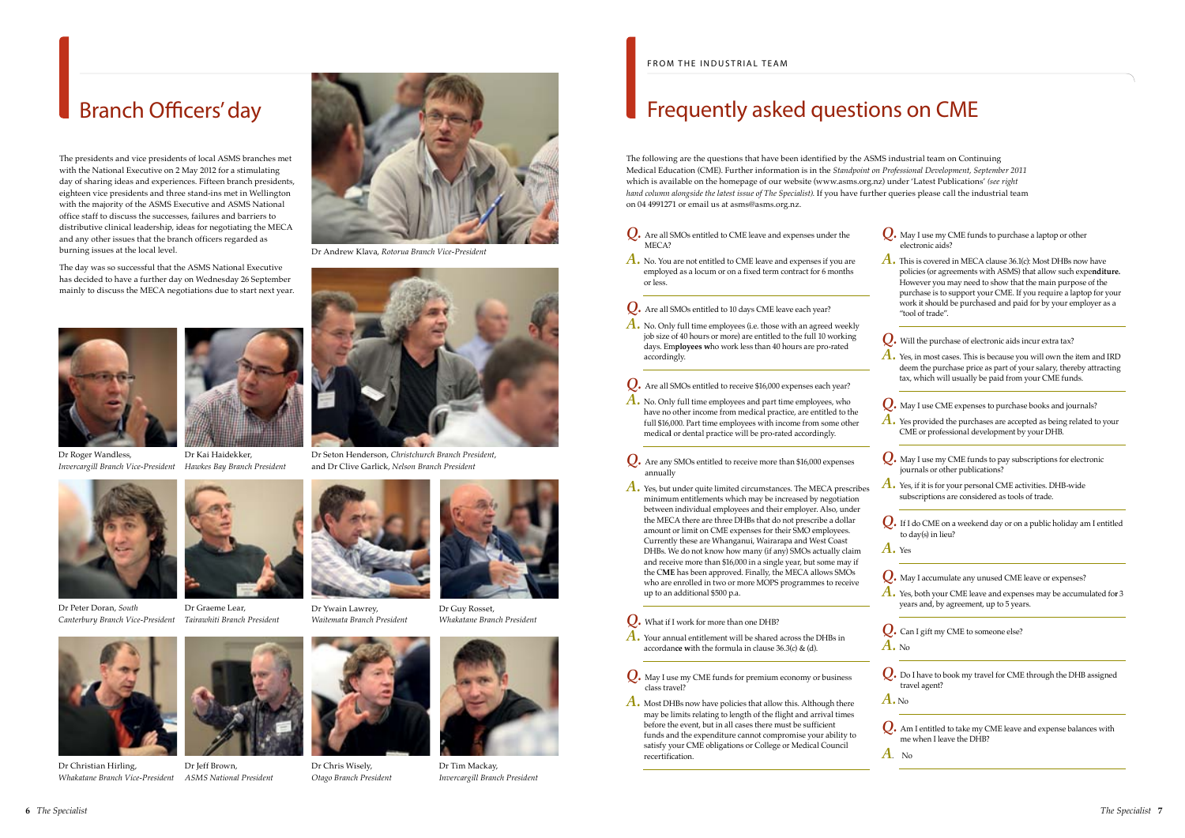# Branch Officers' day

The presidents and vice presidents of local ASMS branches met with the National Executive on 2 May 2012 for a stimulating day of sharing ideas and experiences. Fifteen branch presidents, eighteen vice presidents and three stand-ins met in Wellington with the majority of the ASMS Executive and ASMS National office staff to discuss the successes, failures and barriers to distributive clinical leadership, ideas for negotiating the MECA and any other issues that the branch officers regarded as burning issues at the local level.

The day was so successful that the ASMS National Executive has decided to have a further day on Wednesday 26 September mainly to discuss the MECA negotiations due to start next year.

Dr Andrew Klava, *Rotorua Branch Vice-President*

Dr Roger Wandless, *Invercargill Branch Vice-President*

Dr Kai Haidekker, *Hawkes Bay Branch President*

Dr Seton Henderson, *Christchurch Branch President*, and Dr Clive Garlick, *Nelson Branch President*

Dr Peter Doran, *South Canterbury Branch Vice-President*

Dr Graeme Lear, *Tairawhiti Branch President*

Dr Ywain Lawrey, *Waitemata Branch President*

Dr Guy Rosset, *Whakatane Branch President*

Dr Christian Hirling, *Whakatane Branch Vice-President*

Dr Jeff Brown, *ASMS National President*

Dr Chris Wisely, *Otago Branch President*

Dr Tim Mackay, *Invercargill Branch President*

FROM THE INDUSTRIAL TEAM

# Frequently asked questions on CME

The following are the questions that have been identified by the ASMS industrial team on Continuing Medical Education (CME). Further information is in the *Standpoint on Professional Development, September 2011* which is available on the homepage of our website (www.asms.org.nz) under 'Latest Publications' *(see right hand column alongside the latest issue of The Specialist).* If you have further queries please call the industrial team on 04 4991271 or email us at asms@asms.org.nz.

**Q.** Are all SMOs entitled to CME leave and expenses under the MECA?

**A.** No. You are not entitled to CME leave and expenses if you are employed as a locum or on a fixed term contract for 6 months or less.

**Q.** Are all SMOs entitled to 10 days CME leave each year?

**A.** No. Only full time employees (i.e. those with an agreed weekly job size of 40 hours or more) are entitled to the full 10 working days. Employees who work less than 40 hours are pro-rated accordingly.

**Q.** Are all SMOs entitled to receive $16,000 expenses each year?

**A.** No. Only full time employees and part time employees, who have no other income from medical practice, are entitled to the full $16,000. Part time employees with income from some other medical or dental practice will be pro-rated accordingly.

**Q.** Are any SMOs entitled to receive more than $16,000 expenses annually

**A.** Yes, but under quite limited circumstances. The MECA prescribes minimum entitlements which may be increased by negotiation between individual employees and their employer. Also, under the MECA there are three DHBs that do not prescribe a dollar amount or limit on CME expenses for their SMO employees. Currently these are Whanganui, Wairarapa and West Coast DHBs. We do not know how many (if any) SMOs actually claim and receive more than $16,000 in a single year, but some may if the CME has been approved. Finally, the MECA allows SMOs who are enrolled in two or more MOPS programmes to receive up to an additional $500 p.a.

**Q.** What if I work for more than one DHB?

**A.** Your annual entitlement will be shared across the DHBs in accordance with the formula in clause 36.3(c) & (d).

**Q.** May I use my CME funds for premium economy or business class travel?

**A.** Most DHBs now have policies that allow this. Although there may be limits relating to length of the flight and arrival times before the event, but in all cases there must be sufficient funds and the expenditure cannot compromise your ability to satisfy your CME obligations or College or Medical Council recertification.

**Q.** May I use my CME funds to purchase a laptop or other electronic aids?

**A.** This is covered in MECA clause 36.1(c): Most DHBs now have policies (or agreements with ASMS) that allow such expenditure. However you may need to show that the main purpose of the purchase is to support your CME. If you require a laptop for your work it should be purchased and paid for by your employer as a "tool of trade".

**Q.** Will the purchase of electronic aids incur extra tax?

**A.** Yes, in most cases. This is because you will own the item and IRD deem the purchase price as part of your salary, thereby attracting tax, which will usually be paid from your CME funds.

**Q.** May I use CME expenses to purchase books and journals?

**A.** Yes provided the purchases are accepted as being related to your CME or professional development by your DHB.

**Q.** May I use my CME funds to pay subscriptions for electronic journals or other publications?

**A.** Yes, if it is for your personal CME activities. DHB-wide subscriptions are considered as tools of trade.

**Q.** If I do CME on a weekend day or on a public holiday am I entitled to day(s) in lieu?

**A.** Yes

**Q.** May I accumulate any unused CME leave or expenses?

**A.** Yes, both your CME leave and expenses may be accumulated for 3 years and, by agreement, up to 5 years.

**Q.** Can I gift my CME to someone else?

**A.** No

**Q.** Do I have to book my travel for CME through the DHB assigned travel agent?

**A.** No

**Q.** Am I entitled to take my CME leave and expense balances with me when I leave the DHB?

**A.** No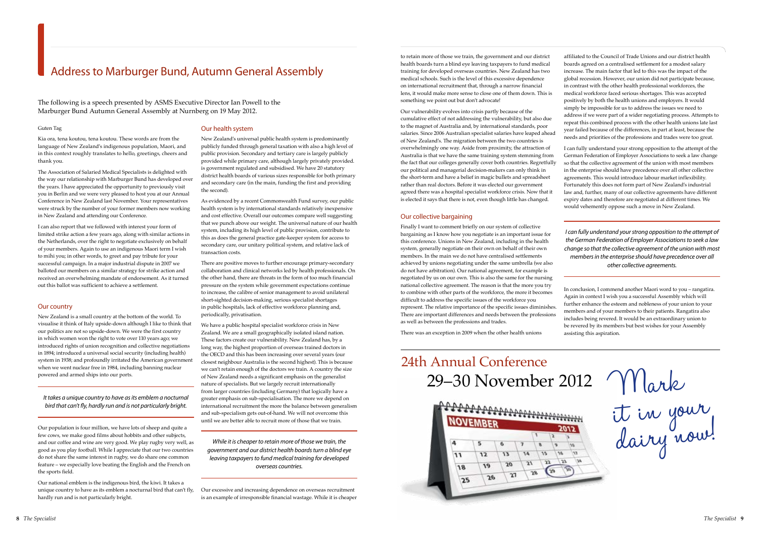# Address to Marburger Bund, Autumn General Assembly

The following is a speech presented by ASMS Executive Director Ian Powell to the Marburger Bund Autumn General Assembly at Nurnberg on 19 May 2012.

Guten Tag

Kia ora, tena koutou, tena koutou. These words are from the language of New Zealand's indigenous population, Maori, and in this context roughly translates to hello, greetings, cheers and thank you.

The Association of Salaried Medical Specialists is delighted with the way our relationship with Marburger Bund has developed over the years. I have appreciated the opportunity to previously visit you in Berlin and we were very pleased to host you at our Annual Conference in New Zealand last November. Your representatives were struck by the number of your former members now working in New Zealand and attending our Conference.

I can also report that we followed with interest your form of limited strike action a few years ago, along with similar actions in the Netherlands, over the right to negotiate exclusively on behalf of your members. Again to use an indigenous Maori term I wish to mihi you; in other words, to greet and pay tribute for your successful campaign. In a major industrial dispute in 2007 we balloted our members on a similar strategy for strike action and received an overwhelming mandate of endorsement. As it turned out this ballot was sufficient to achieve a settlement.

## Our country

New Zealand is a small country at the bottom of the world. To visualise it think of Italy upside-down although I like to think that our politics are not so upside-down. We were the first country in which women won the right to vote over 110 years ago; we introduced rights of union recognition and collective negotiations in 1894; introduced a universal social security (including health) system in 1938; and profoundly irritated the American government when we went nuclear free in 1984, including banning nuclear powered and armed ships into our ports.

*It takes a unique country to have as its emblem a nocturnal bird that can't fly, hardly run and is not particularly bright.*

Our population is four million, we have lots of sheep and quite a few cows, we make good films about hobbits and other subjects, and our coffee and wine are very good. We play rugby very well, as good as you play football. While I appreciate that our two countries do not share the same interest in rugby, we do share one common feature – we especially love beating the English and the French on the sports field.

Our national emblem is the indigenous bird, the kiwi. It takes a unique country to have as its emblem a nocturnal bird that can't fly, hardly run and is not particularly bright.

## Our health system

New Zealand's universal public health system is predominantly publicly funded through general taxation with also a high level of public provision. Secondary and tertiary care is largely publicly provided while primary care, although largely privately provided, is government regulated and subsidised. We have 20 statutory district health boards of various sizes responsible for both primary and secondary care (in the main, funding the first and providing the second).

As evidenced by a recent Commonwealth Fund survey, our public health system is by international standards relatively inexpensive and cost effective. Overall our outcomes compare well suggesting that we punch above our weight. The universal nature of our health system, including its high level of public provision, contribute to this as does the general practice gate-keeper system for access to secondary care, our unitary political system, and relative lack of transaction costs.

There are positive moves to further encourage primary-secondary collaboration and clinical networks led by health professionals. On the other hand, there are threats in the form of too much financial pressure on the system while government expectations continue to increase, the calibre of senior management to avoid unilateral short-sighted decision-making, serious specialist shortages in public hospitals, lack of effective workforce planning and, periodically, privatisation.

We have a public hospital specialist workforce crisis in New Zealand. We are a small geographically isolated island nation. These factors create our vulnerability. New Zealand has, by a long way, the highest proportion of overseas trained doctors in the OECD and this has been increasing over several years (our closest neighbour Australia is the second highest). This is because we can't retain enough of the doctors we train. A country the size of New Zealand needs a significant emphasis on the generalist nature of specialists. But we largely recruit internationally from larger countries (including Germany) that logically have a greater emphasis on sub-specialisation. The more we depend on international recruitment the more the balance between generalism and sub-specialism gets out-of-hand. We will not overcome this until we are better able to recruit more of those that we train.

*While it is cheaper to retain more of those we train, the government and our district health boards turn a blind eye leaving taxpayers to fund medical training for developed overseas countries.*

Our excessive and increasing dependence on overseas recruitment is an example of irresponsible financial wastage. While it is cheaper to retain more of those we train, the government and our district health boards turn a blind eye leaving taxpayers to fund medical training for developed overseas countries. New Zealand has two medical schools. Such is the level of this excessive dependence on international recruitment that, through a narrow financial lens, it would make more sense to close one of them down. This is something we point out but don't advocate!

Our vulnerability evolves into crisis partly because of the cumulative effect of not addressing the vulnerability, but also due to the magnet of Australia and, by international standards, poor salaries. Since 2006 Australian specialist salaries have leaped ahead of New Zealand's. The migration between the two countries is overwhelmingly one way. Aside from proximity, the attraction of Australia is that we have the same training system stemming from the fact that our colleges generally cover both countries. Regretfully our political and managerial decision-makers can only think in the short-term and have a belief in magic bullets and spreadsheet rather than real doctors. Before it was elected our government agreed there was a hospital specialist workforce crisis. Now that it is elected it says that there is not, even though little has changed.

## Our collective bargaining

Finally I want to comment briefly on our system of collective bargaining as I know how you negotiate is an important issue for this conference. Unions in New Zealand, including in the health system, generally negotiate on their own on behalf of their own members. In the main we do not have centralised settlements achieved by unions negotiating under the same umbrella (we also do not have arbitration). Our national agreement, for example is negotiated by us on our own. This is also the same for the nursing national collective agreement. The reason is that the more you try to combine with other parts of the workforce, the more it becomes difficult to address the specific issues of the workforce you represent. The relative importance of the specific issues diminishes. There are important differences and needs between the professions as well as between the professions and trades.

There was an exception in 2009 when the other health unions affiliated to the Council of Trade Unions and our district health boards agreed on a centralised settlement for a modest salary increase. The main factor that led to this was the impact of the global recession. However, our union did not participate because, in contrast with the other health professional workforces, the medical workforce faced serious shortages. This was accepted positively by both the health unions and employers. It would simply be impossible for us to address the issues we need to address if we were part of a wider negotiating process. Attempts to repeat this combined process with the other health unions late last year failed because of the differences, in part at least, because the needs and priorities of the professions and trades were too great.

I can fully understand your strong opposition to the attempt of the German Federation of Employer Associations to seek a law change so that the collective agreement of the union with most members in the enterprise should have precedence over all other collective agreements. This would introduce labour market inflexibility. Fortunately this does not form part of New Zealand's industrial law and, further, many of our collective agreements have different expiry dates and therefore are negotiated at different times. We would vehemently oppose such a move in New Zealand.

*I can fully understand your strong opposition to the attempt of the German Federation of Employer Associations to seek a law change so that the collective agreement of the union with most members in the enterprise should have precedence over all other collective agreements.*

In conclusion, I commend another Maori word to you – rangatira. Again in context I wish you a successful Assembly which will further enhance the esteem and nobleness of your union to your members and of your members to their patients. Rangatira also includes being revered. It would be an extraordinary union to be revered by its members but best wishes for your Assembly assisting this aspiration.

# 24th Annual Conference

## 29–30 November 2012

Mark it in your dairy now!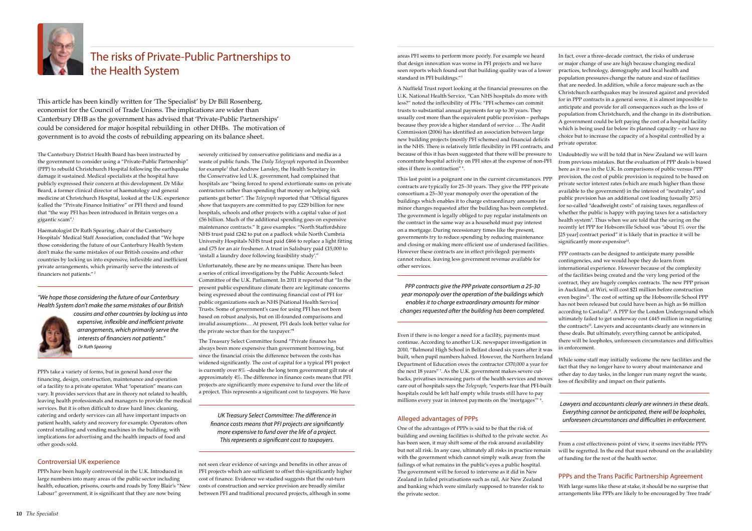# The risks of Private-Public Partnerships to the Health System

This article has been kindly written for 'The Specialist' by Dr Bill Rosenberg, economist for the Council of Trade Unions. The implications are wider than Canterbury DHB as the government has advised that 'Private-Public Partnerships' could be considered for major hospital rebuilding in other DHBs. The motivation of government is to avoid the costs of rebuilding appearing on its balance sheet.

The Canterbury District Health Board has been instructed by the government to consider using a "Private-Public Partnership" (PPP) to rebuild Christchurch Hospital following the earthquake damage it sustained. Medical specialists at the hospital have publicly expressed their concern at this development. Dr Mike Beard, a former clinical director of haematology and general medicine at Christchurch Hospital, looked at the U.K. experience (called the "Private Finance Initiative" or PFI there) and found that "the way PFI has been introduced in Britain verges on a gigantic scam".[1]

Haematologist Dr Ruth Spearing, chair of the Canterbury Hospitals' Medical Staff Association, concluded that "We hope those considering the future of our Canterbury Health System don't make the same mistakes of our British cousins and other countries by locking us into expensive, inflexible and inefficient private arrangements, which primarily serve the interests of financiers not patients." [2]

> *"We hope those considering the future of our Canterbury Health System don't make the same mistakes of our British cousins and other countries by locking us into expensive, inflexible and inefficient private arrangements, which primarily serve the interests of financiers not patients."*
> *Dr Ruth Spearing*

PPPs take a variety of forms, but in general hand over the financing, design, construction, maintenance and operation of a facility to a private operator. What "operation" means can vary. It provides services that are in theory not related to health, leaving health professionals and managers to provide the medical services. But it is often difficult to draw hard lines: cleaning, catering and orderly services can all have important impacts on patient health, safety and recovery for example. Operators often control retailing and vending machines in the building, with implications for advertising and the health impacts of food and other goods sold.

## Controversial UK experience

PPPs have been hugely controversial in the U.K. Introduced in large numbers into many areas of the public sector including health, education, prisons, courts and roads by Tony Blair's "New Labour" government, it is significant that they are now being severely criticised by conservative politicians and media as a waste of public funds. The *Daily Telegraph* reported in December for example[3] that Andrew Lansley, the Health Secretary in the Conservative led U.K. government, had complained that hospitals are "being forced to spend extortionate sums on private contractors rather than spending that money on helping sick patients get better". The *Telegraph* reported that "Official figures show that taxpayers are committed to pay £229 billion for new hospitals, schools and other projects with a capital value of just £56 billion. Much of the additional spending goes on expensive maintenance contracts." It gave examples: "North Staffordshire NHS trust paid £242 to put on a padlock while North Cumbria University Hospitals NHS trust paid £466 to replace a light fitting and £75 for an air freshener. A trust in Salisbury paid £15,000 to 'install a laundry door following feasibility study'."

Unfortunately, these are by no means unique. There has been a series of critical investigations by the Public Accounts Select Committee of the U.K. Parliament. In 2011 it reported that "In the present public expenditure climate there are legitimate concerns being expressed about the continuing financial cost of PFI for public organizations such as NHS [National Health Service] Trusts. Some of government's case for using PFI has not been based on robust analysis, but on ill-founded comparisons and invalid assumptions… At present, PFI deals look better value for the private sector than for the taxpayer."[4]

The Treasury Select Committee found "Private finance has always been more expensive than government borrowing, but since the financial crisis the difference between the costs has widened significantly. The cost of capital for a typical PFI project is currently over 8% –double the long term government gilt rate of approximately 4%. The difference in finance costs means that PFI projects are significantly more expensive to fund over the life of a project. This represents a significant cost to taxpayers. We have not seen clear evidence of savings and benefits in other areas of PFI projects which are sufficient to offset this significantly higher cost of finance. Evidence we studied suggests that the out-turn costs of construction and service provision are broadly similar between PFI and traditional procured projects, although in some areas PFI seems to perform more poorly. For example we heard that design innovation was worse in PFI projects and we have seen reports which found out that building quality was of a lower standard in PFI buildings."[5]

> *UK Treasury Select Committee: The difference in finance costs means that PFI projects are significantly more expensive to fund over the life of a project. This represents a significant cost to taxpayers.*

A Nuffield Trust report looking at the financial pressures on the U.K. National Health Service, "Can NHS hospitals do more with less?" noted the inflexibility of PFIs: "PFI schemes can commit trusts to substantial annual payments for up to 30 years. They usually cost more than the equivalent public provision – perhaps because they provide a higher standard of service … The Audit Commission (2006) has identified an association between large new building projects (mostly PFI schemes) and financial deficits in the NHS. There is relatively little flexibility in PFI contracts, and because of this it has been suggested that there will be pressure to concentrate hospital activity on PFI sites at the expense of non-PFI sites if there is contraction" [6].

This last point is a poignant one in the current circumstances. PPP contracts are typically for 25–30 years. They give the PPP private consortium a 25–30 year monopoly over the operation of the buildings which enables it to charge extraordinary amounts for minor changes requested after the building has been completed. The government is legally obliged to pay regular instalments on the contract in the same way as a household must pay interest on a mortgage. During recessionary times like the present, governments try to reduce spending by reducing maintenance and closing or making more efficient use of underused facilities. However these contracts are in effect privileged: payments cannot reduce, leaving less government revenue available for other services.

> *PPP contracts give the PPP private consortium a 25-30 year monopoly over the operation of the buildings which enables it to charge extraordinary amounts for minor changes requested after the building has been completed.*

Even if there is no longer a need for a facility, payments must continue. According to another U.K. newspaper investigation in 2010, "Balmoral High School in Belfast closed six years after it was built, when pupil numbers halved. However, the Northern Ireland Department of Education owes the contractor £370,000 a year for the next 18 years" [7]. As the U.K. government makes severe cut-backs, privatises increasing parts of the health services and moves care out of hospitals says the *Telegraph*, "experts fear that PFI-built hospitals could be left half empty while trusts still have to pay millions every year in interest payments on the 'mortgages'" [8].

## Alleged advantages of PPPs

One of the advantages of PPPs is said to be that the risk of building and owning facilities is shifted to the private sector. As has been seen, it may shift some of the risk around availability but not all risk. In any case, ultimately all risks in practice remain with the government which cannot simply walk away from the failings of what remains in the public's eyes a public hospital. The government will be forced to intervene as it did in New Zealand in failed privatisations such as rail, Air New Zealand and banking which were similarly supposed to transfer risk to the private sector.

In fact, over a three-decade contract, the risks of underuse or major change of use are high because changing medical practices, technology, demography and local health and population pressures change the nature and size of facilities that are needed. In addition, while a force majeure such as the Christchurch earthquakes may be insured against and provided for in PPP contracts in a general sense, it is almost impossible to anticipate and provide for all consequences such as the loss of population from Christchurch, and the change in its distribution. A government could be left paying the cost of a hospital facility which is being used far below its planned capacity – or have no choice but to increase the capacity of a hospital controlled by a private operator.

Undoubtedly we will be told that in New Zealand we will learn from previous mistakes. But the evaluation of PPP deals is biased here as it was in the U.K. In comparisons of public versus PPP provision, the cost of public provision is required to be based on private sector interest rates (which are much higher than those available to the government) in the interest of "neutrality", and public provision has an additional cost loading (usually 20%) for so-called "deadweight costs" of raising taxes, regardless of whether the public is happy with paying taxes for a satisfactory health system[9]. Thus when we are told that the saving on the recently let PPP for Hobsonville School was "about 1% over the [25 year] contract period" it is likely that in practice it will be significantly more expensive[10].

PPP contracts can be designed to anticipate many possible contingencies, and we would hope they do learn from international experience. However because of the complexity of the facilities being created and the very long period of the contract, they are hugely complex contracts. The new PPP prison in Auckland, at Wiri, will cost $21 million before construction even begins[11]. The cost of setting up the Hobsonville School PPP has not been released but could have been as high as $6 million according to Castalia[12]. A PPP for the London Underground which ultimately failed to get underway cost £445 million in negotiating the contracts[13]. Lawyers and accountants clearly are winners in these deals. But ultimately, everything cannot be anticipated, there will be loopholes, unforeseen circumstances and difficulties in enforcement.

While some staff may initially welcome the new facilities and the fact that they no longer have to worry about maintenance and other day to day tasks, in the longer run many regret the waste, loss of flexibility and impact on their patients.

> *Lawyers and accountants clearly are winners in these deals. Everything cannot be anticipated, there will be loopholes, unforeseen circumstances and difficulties in enforcement.*

From a cost effectiveness point of view, it seems inevitable PPPs will be regretted. In the end that must rebound on the availability of funding for the rest of the health sector.

## PPPs and the Trans Pacific Partnership Agreement

With large sums like these at stake, it should be no surprise that arrangements like PPPs are likely to be encouraged by 'free trade'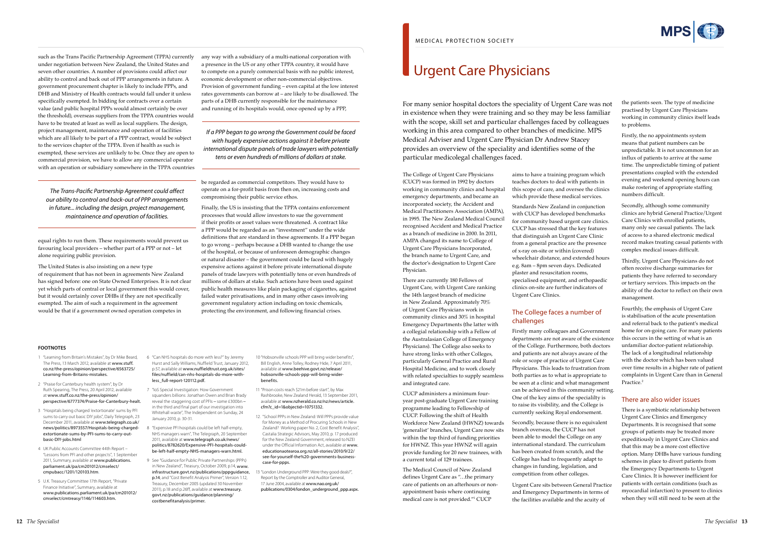such as the Trans Pacific Partnership Agreement (TPPA) currently under negotiation between New Zealand, the United States and seven other countries. A number of provisions could affect our ability to control and back out of PPP arrangements in future. A government procurement chapter is likely to include PPPs, and DHB and Ministry of Health contracts would fall under it unless specifically exempted. In bidding for contracts over a certain value (and public hospital PPPs would almost certainly be over the threshold), overseas suppliers from the TPPA countries would have to be treated at least as well as local suppliers. The design, project management, maintenance and operation of facilities which are all likely to be part of a PPP contract, would be subject to the services chapter of the TPPA. Even if health as such is exempted, these services are unlikely to be. Once they are open to commercial provision, we have to allow any commercial operator with an operation or subsidiary somewhere in the TPPA countries equal rights to run them. These requirements would prevent us favouring local providers – whether part of a PPP or not – let alone requiring public provision.

*The Trans-Pacific Partnership Agreement could affect our ability to control and back-out of PPP arrangements in future... including the design, project management, maintainence and operation of facilities.*

The United States is also insisting on a new type of requirement that has not been in agreements New Zealand has signed before: one on State Owned Enterprises. It is not clear yet which parts of central or local government this would cover, but it would certainly cover DHBs if they are not specifically exempted. The aim of such a requirement in the agreement would be that if a government owned operation competes in any way with a subsidiary of a multi-national corporation with a presence in the US or any other TPPA country, it would have to compete on a purely commercial basis with no public interest, economic development or other non-commercial objectives. Provision of government funding – even capital at the low interest rates governments can borrow at – are likely to be disallowed. The parts of a DHB currently responsible for the maintenance and running of its hospitals would, once opened up by a PPP, be regarded as commercial competitors. They would have to operate on a for-profit basis from then on, increasing costs and compromising their public service ethos.

*If a PPP began to go wrong the Government could be faced with hugely expensive actions against it before private international dispute panels of trade lawyers with potentially tens or even hundreds of millions of dollars at stake.*

Finally, the US is insisting that the TPPA contains enforcement processes that would allow investors to sue the government if their profits or asset values were threatened. A contract like a PPP would be regarded as an "investment" under the wide definitions that are standard in these agreements. If a PPP began to go wrong – perhaps because a DHB wanted to change the use of the hospital, or because of unforeseen demographic changes or natural disaster – the government could be faced with hugely expensive actions against it before private international dispute panels of trade lawyers with potentially tens or even hundreds of millions of dollars at stake. Such actions have been used against public health measures like plain packaging of cigarettes, against failed water privatisations, and in many other cases involving government regulatory action including on toxic chemicals, protecting the environment, and following financial crises.

#### FOOTNOTES

1. "Learning from Britain's Mistakes", by Dr Mike Beard, The Press, 13 March 2012, available at www.stuff.co.nz/the-press/opinion/perspective/6563725/Learning-from-Britains-mistakes.
2. "Praise for Canterbury health system", by Dr Ruth Spearing, The Press, 20 April 2012, available at www.stuff.co.nz/the-press/opinion/perspective/6777374/Praise-for-Canterbury-healt.
3. "Hospitals being charged 'extortionate' sums by PFI sums to carry out basic DIY jobs", Daily Telegraph, 23 December 2011, available at www.telegraph.co.uk/news/politics/8973557/Hospitals-being-charged-extortionate-sums-by-PFI-sums-to-carry-out-basic-DIY-jobs.html
4. UK Public Accounts Committee 44th Report – "Lessons from PFI and other projects", 1 September 2011, Summary, available at www.publications.parliament.uk/pa/cm201012/cmselect/cmpubacc/1201/120103.htm.
5. U.K. Treasury Committee 17th Report, "Private Finance Initiative", Summary, available at www.publications.parliament.uk/pa/cm201012/cmselect/cmtreasy/1146/114603.htm.
6. "Can NHS hospitals do more with less?" by Jeremy Hurst and Sally Williams, Nuffield Trust, January 2012, p.57, available at www.nuffieldtrust.org.uk/sites/files/nuffield/can-nhs-hospitals-do-more-with-less_full-report-120112.pdf.
7. "IoS Special Investigation: How Government squanders billions: Jonathan Owen and Brian Brady reveal the staggering cost of PFIs – some £300bn – in the third and final part of our investigation into Whitehall waste", The Independent on Sunday, 24 January 2010, p. 30-31.
8. "Expensive PFI hospitals could be left half-empty, NHS managers warn", The Telegraph, 20 September 2011, available at www.telegraph.co.uk/news/politics/8782620/Expensive-PFI-hospitals-could-be-left-half-empty-NHS-managers-warn.html.
9. See "Guidance for Public Private Partnerships (PPPs) in New Zealand", Treasury, October 2009, p.14, www.infrastructure.govt.nz/publications/pppguidance, p.14; and "Cost Benefit Analysis Primer", Version 1.12, Treasury, December 2005 (updated 30 November 2011), p.18 and p.26ff, available at www.treasury.govt.nz/publications/guidance/planning/costbenefitanalysis/primer.
10. "Hobsonville schools PPP will bring wider benefits", Bill English, Anne Tolley, Rodney Hide, 7 April 2011, available at www.beehive.govt.nz/release/hobsonville-schools-ppp-will-bring-wider-benefits.
11. "Prison costs reach $21m before start", by Max Rashbrooke, New Zealand Herald, 13 September 2011, available at www.nzherald.co.nz/nz/news/article.cfm?c_id=1&objectid=10751332.
12. "School PPPs in New Zealand: Will PPPs provide value for Money as a Method of Procuring Schools in New Zealand? Working paper No. 2, Cost Benefit Analysis", Castalia Strategic Advisors, May 2010, p. 17 produced for the New Zealand Government, released to NZEI under the Official Information Act, available at www.educationaotearoa.org.nz/all-stories/2010/9/22/see-for-yourself-the%20-governments-business-case-for-ppps.
13. "London Underground PPP: Were they good deals?", Report by the Comptroller and Auditor General, 17 June 2004, available at www.nao.org.uk/publications/0304/london_underground_ppp.aspx.

MEDICAL PROTECTION SOCIETY

# Urgent Care Physicians

For many senior hospital doctors the speciality of Urgent Care was not in existence when they were training and so they may be less familiar with the scope, skill set and particular challenges faced by colleagues working in this area compared to other branches of medicine. MPS Medical Adviser and Urgent Care Physician Dr Andrew Stacey provides an overview of the speciality and identifies some of the particular medicolegal challenges faced.

The College of Urgent Care Physicians (CUCP) was formed in 1992 by doctors working in community clinics and hospital emergency departments, and became an incorporated society, the Accident and Medical Practitioners Association (AMPA), in 1995. The New Zealand Medical Council recognised Accident and Medical Practice as a branch of medicine in 2000. In 2011, AMPA changed its name to College of Urgent Care Physicians Incorporated, the branch name to Urgent Care, and the doctor's designation to Urgent Care Physician.

There are currently 180 Fellows of Urgent Care, with Urgent Care ranking the 14th largest branch of medicine in New Zealand. Approximately 70% of Urgent Care Physicians work in community clinics and 30% in hospital Emergency Departments (the latter with a collegial relationship with a Fellow of the Australasian College of Emergency Physicians). The College also seeks to have strong links with other Colleges, particularly General Practice and Rural Hospital Medicine, and to work closely with related specialties to supply seamless and integrated care.

CUCP administers a minimum four-year post-graduate Urgent Care training programme leading to Fellowship of CUCP. Following the shift of Health Workforce New Zealand (HWNZ) towards 'generalist' branches, Urgent Care now sits within the top third of funding priorities for HWNZ. This year HWNZ will again provide funding for 20 new trainees, with a current total of 129 trainees.

The Medical Council of New Zealand defines Urgent Care as "…the primary care of patients on an afterhours or non-appointment basis where continuing medical care is not provided."[1] CUCP aims to have a training program which teaches doctors to deal with patients in this scope of care, and oversee the clinics which provide these medical services.

Standards New Zealand in conjunction with CUCP has developed benchmarks for community based urgent care clinics. CUCP has stressed that the key features that distinguish an Urgent Care Clinic from a general practice are the presence of x-ray on-site or within (covered) wheelchair distance, and extended hours e.g. 8am – 8pm seven days. Dedicated plaster and resuscitation rooms, specialised equipment, and orthopaedic clinics on-site are further indicators of Urgent Care Clinics.

## The College faces a number of challenges

Firstly many colleagues and Government departments are not aware of the existence of the College. Furthermore, both doctors and patients are not always aware of the role or scope of practice of Urgent Care Physicians. This leads to frustration from both parties as to what is appropriate to be seen at a clinic and what management can be achieved in this community setting. One of the key aims of the specialilty is to raise its visibility, and the College is currently seeking Royal endorsement.

Secondly, because there is no equivalent branch overseas, the CUCP has not been able to model the College on any international standard. The curriculum has been created from scratch, and the College has had to frequently adapt to changes in funding, legislation, and competition from other colleges.

Urgent Care sits between General Practice and Emergency Departments in terms of the facilities available and the acuity of the patients seen. The type of medicine practised by Urgent Care Physicians working in community clinics itself leads to problems.

Firstly, the no appointments system means that patient numbers can be unpredictable. It is not uncommon for an influx of patients to arrive at the same time. The unpredictable timing of patient presentations coupled with the extended evening and weekend opening hours can make rostering of appropriate staffing numbers difficult.

Secondly, although some community clinics are hybrid General Practice/Urgent Care Clinics with enrolled patients, many only see casual patients. The lack of access to a shared electronic medical record makes treating casual patients with complex medical issues difficult.

Thirdly, Urgent Care Physicians do not often receive discharge summaries for patients they have referred to secondary or tertiary services. This impacts on the ability of the doctor to reflect on their own management.

Fourthly, the emphasis of Urgent Care is stabilisation of the acute presentation and referral back to the patient's medical home for on-going care. For many patients this occurs in the setting of what is an unfamiliar doctor-patient relationship. The lack of a longitudinal relationship with the doctor which has been valued over time results in a higher rate of patient complaints in Urgent Care than in General Practice.[2]

## There are also wider issues

There is a symbiotic relationship between Urgent Care Clinics and Emergency Departments. It is recognised that some groups of patients may be treated more expeditiously in Urgent Care Clinics and that this may be a more cost effective option. Many DHBs have various funding schemes in place to divert patients from the Emergency Departments to Urgent Care Clinics. It is however inefficient for patients with certain conditions (such as myocardial infarction) to present to clinics when they will still need to be seen at the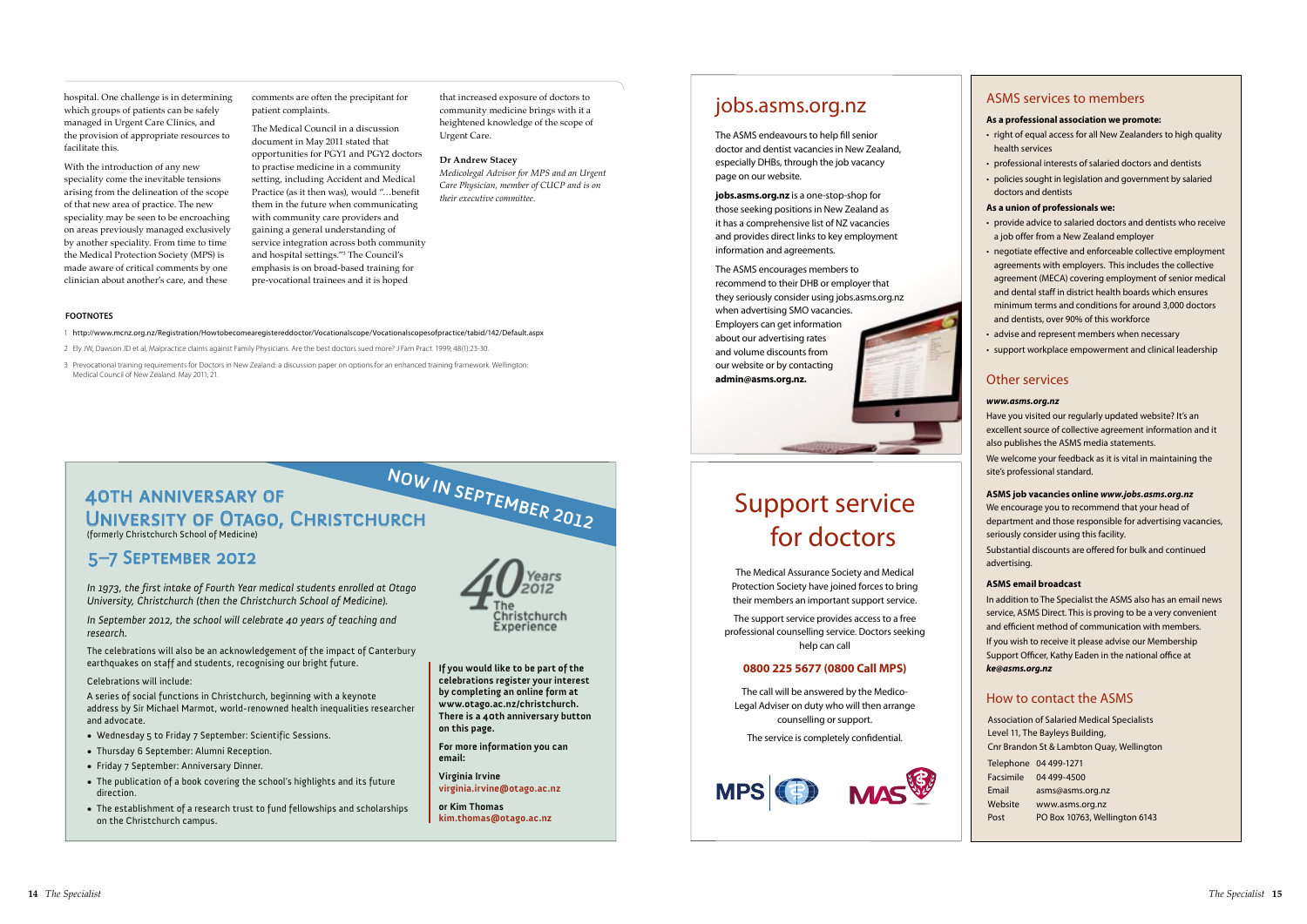hospital. One challenge is in determining which groups of patients can be safely managed in Urgent Care Clinics, and the provision of appropriate resources to facilitate this.

With the introduction of any new speciality come the inevitable tensions arising from the delineation of the scope of that new area of practice. The new speciality may be seen to be encroaching on areas previously managed exclusively by another speciality. From time to time the Medical Protection Society (MPS) is made aware of critical comments by one clinician about another's care, and these comments are often the precipitant for patient complaints.

The Medical Council in a discussion document in May 2011 stated that opportunities for PGY1 and PGY2 doctors to practise medicine in a community setting, including Accident and Medical Practice (as it then was), would "...benefit them in the future when communicating with community care providers and gaining a general understanding of service integration across both community and hospital settings."[3] The Council's emphasis is on broad-based training for pre-vocational trainees and it is hoped that increased exposure of doctors to community medicine brings with it a heightened knowledge of the scope of Urgent Care.

**Dr Andrew Stacey**

*Medicolegal Advisor for MPS and an Urgent Care Physician, member of CUCP and is on their executive committee.*

**FOOTNOTES**

1. http://www.mcnz.org.nz/Registration/Howtobecomearegistereddoctor/Vocationalscope/Vocationalscopesofpractice/tabid/142/Default.aspx
2. Ely JW, Dawson JD et al, Malpractice claims against Family Physicians. Are the best doctors sued more? J Fam Pract. 1999; 48(1):23-30.
3. Prevocational training requirements for Doctors in New Zealand: a discussion paper on options for an enhanced training framework. Wellington: Medical Council of New Zealand. May 2011; 21.

## 40th Anniversary of University of Otago, Christchurch

**NOW IN SEPTEMBER 2012**

(formerly Christchurch School of Medicine)

### 5–7 September 2012

40 Years 2012 The Christchurch Experience

*In 1973, the first intake of Fourth Year medical students enrolled at Otago University, Christchurch (then the Christchurch School of Medicine).*

*In September 2012, the school will celebrate 40 years of teaching and research.*

The celebrations will also be an acknowledgement of the impact of Canterbury earthquakes on staff and students, recognising our bright future.

Celebrations will include:

A series of social functions in Christchurch, beginning with a keynote address by Sir Michael Marmot, world-renowned health inequalities researcher and advocate.

- Wednesday 5 to Friday 7 September: Scientific Sessions.
- Thursday 6 September: Alumni Reception.
- Friday 7 September: Anniversary Dinner.
- The publication of a book covering the school's highlights and its future direction.
- The establishment of a research trust to fund fellowships and scholarships on the Christchurch campus.

**If you would like to be part of the celebrations register your interest by completing an online form at www.otago.ac.nz/christchurch. There is a 40th anniversary button on this page.**

**For more information you can email:**

**Virginia Irvine**
**virginia.irvine@otago.ac.nz**

**or Kim Thomas**
**kim.thomas@otago.ac.nz**

## jobs.asms.org.nz

The ASMS endeavours to help fill senior doctor and dentist vacancies in New Zealand, especially DHBs, through the job vacancy page on our website.

**jobs.asms.org.nz** is a one-stop-shop for those seeking positions in New Zealand as it has a comprehensive list of NZ vacancies and provides direct links to key employment information and agreements.

The ASMS encourages members to recommend to their DHB or employer that they seriously consider using jobs.asms.org.nz when advertising SMO vacancies. Employers can get information about our advertising rates and volume discounts from our website or by contacting **admin@asms.org.nz.**

## Support service for doctors

The Medical Assurance Society and Medical Protection Society have joined forces to bring their members an important support service.

The support service provides access to a free professional counselling service. Doctors seeking help can call

**0800 225 5677 (0800 Call MPS)**

The call will be answered by the Medico-Legal Adviser on duty who will then arrange counselling or support.

The service is completely confidential.

MPS MAS

## ASMS services to members

**As a professional association we promote:**

- right of equal access for all New Zealanders to high quality health services
- professional interests of salaried doctors and dentists
- policies sought in legislation and government by salaried doctors and dentists

**As a union of professionals we:**

- provide advice to salaried doctors and dentists who receive a job offer from a New Zealand employer
- negotiate effective and enforceable collective employment agreements with employers. This includes the collective agreement (MECA) covering employment of senior medical and dental staff in district health boards which ensures minimum terms and conditions for around 3,000 doctors and dentists, over 90% of this workforce
- advise and represent members when necessary
- support workplace empowerment and clinical leadership

## Other services

***www.asms.org.nz***

Have you visited our regularly updated website? It's an excellent source of collective agreement information and it also publishes the ASMS media statements.

We welcome your feedback as it is vital in maintaining the site's professional standard.

**ASMS job vacancies online *www.jobs.asms.org.nz***

We encourage you to recommend that your head of department and those responsible for advertising vacancies, seriously consider using this facility.

Substantial discounts are offered for bulk and continued advertising.

**ASMS email broadcast**

In addition to The Specialist the ASMS also has an email news service, ASMS Direct. This is proving to be a very convenient and efficient method of communication with members.

If you wish to receive it please advise our Membership Support Officer, Kathy Eaden in the national office at ***ke@asms.org.nz***

## How to contact the ASMS

Association of Salaried Medical Specialists
Level 11, The Bayleys Building,
Cnr Brandon St & Lambton Quay, Wellington

| | |
|---|---|
| Telephone | 04 499-1271 |
| Facsimile | 04 499-4500 |
| Email | asms@asms.org.nz |
| Website | www.asms.org.nz |
| Post | PO Box 10763, Wellington 6143 |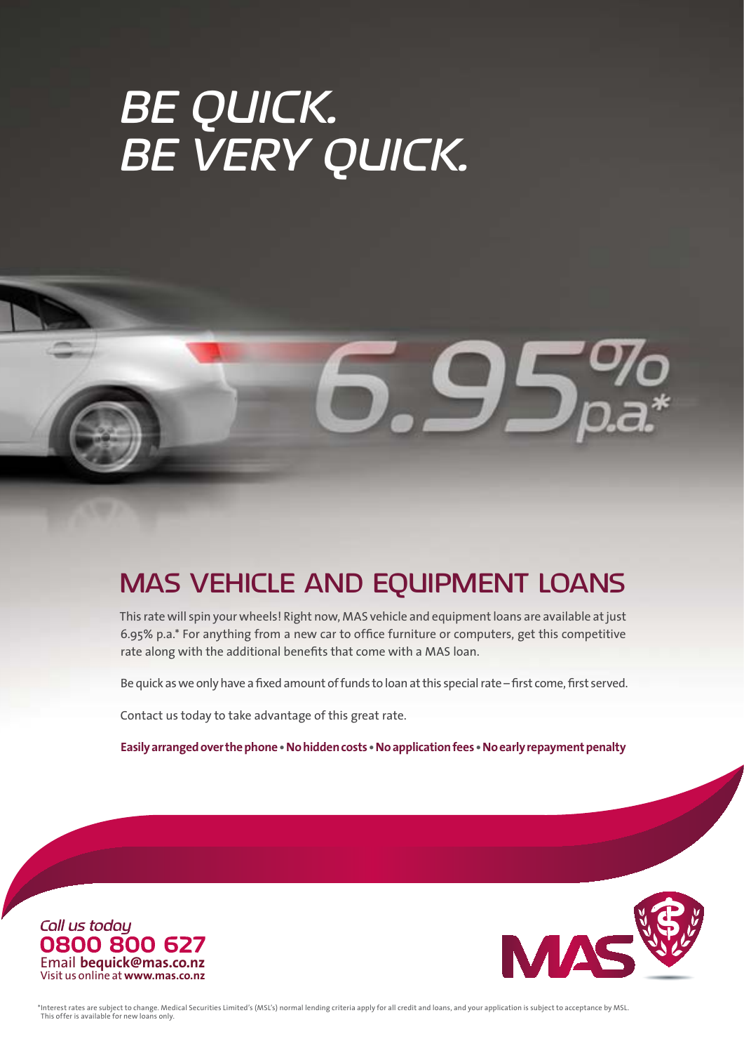# BE QUICK.
# BE VERY QUICK.

6.95% p.a.*

## MAS VEHICLE AND EQUIPMENT LOANS

This rate will spin your wheels! Right now, MAS vehicle and equipment loans are available at just 6.95% p.a.* For anything from a new car to office furniture or computers, get this competitive rate along with the additional benefits that come with a MAS loan.

Be quick as we only have a fixed amount of funds to loan at this special rate – first come, first served.

Contact us today to take advantage of this great rate.

**Easily arranged over the phone • No hidden costs • No application fees • No early repayment penalty**

*Call us today*
**0800 800 627**
Email **bequick@mas.co.nz**
Visit us online at **www.mas.co.nz**

MAS

*Interest rates are subject to change. Medical Securities Limited's (MSL's) normal lending criteria apply for all credit and loans, and your application is subject to acceptance by MSL. This offer is available for new loans only.